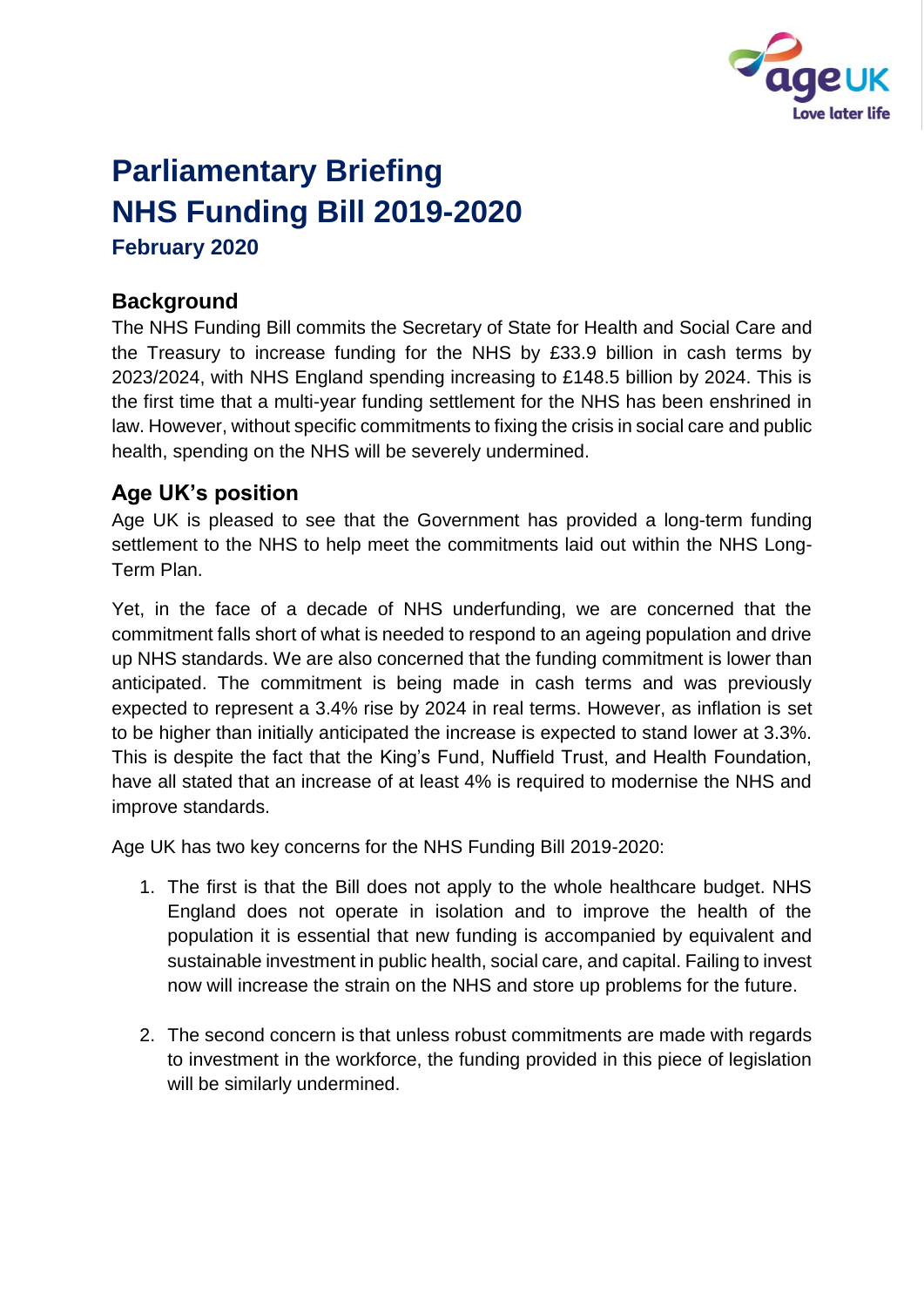# Parliamentary Briefing
# NHS Funding Bill 2019-2020

### February 2020

## Background

The NHS Funding Bill commits the Secretary of State for Health and Social Care and the Treasury to increase funding for the NHS by £33.9 billion in cash terms by 2023/2024, with NHS England spending increasing to £148.5 billion by 2024. This is the first time that a multi-year funding settlement for the NHS has been enshrined in law. However, without specific commitments to fixing the crisis in social care and public health, spending on the NHS will be severely undermined.

## Age UK's position

Age UK is pleased to see that the Government has provided a long-term funding settlement to the NHS to help meet the commitments laid out within the NHS Long-Term Plan.

Yet, in the face of a decade of NHS underfunding, we are concerned that the commitment falls short of what is needed to respond to an ageing population and drive up NHS standards. We are also concerned that the funding commitment is lower than anticipated. The commitment is being made in cash terms and was previously expected to represent a 3.4% rise by 2024 in real terms. However, as inflation is set to be higher than initially anticipated the increase is expected to stand lower at 3.3%. This is despite the fact that the King's Fund, Nuffield Trust, and Health Foundation, have all stated that an increase of at least 4% is required to modernise the NHS and improve standards.

Age UK has two key concerns for the NHS Funding Bill 2019-2020:

1. The first is that the Bill does not apply to the whole healthcare budget. NHS England does not operate in isolation and to improve the health of the population it is essential that new funding is accompanied by equivalent and sustainable investment in public health, social care, and capital. Failing to invest now will increase the strain on the NHS and store up problems for the future.

2. The second concern is that unless robust commitments are made with regards to investment in the workforce, the funding provided in this piece of legislation will be similarly undermined.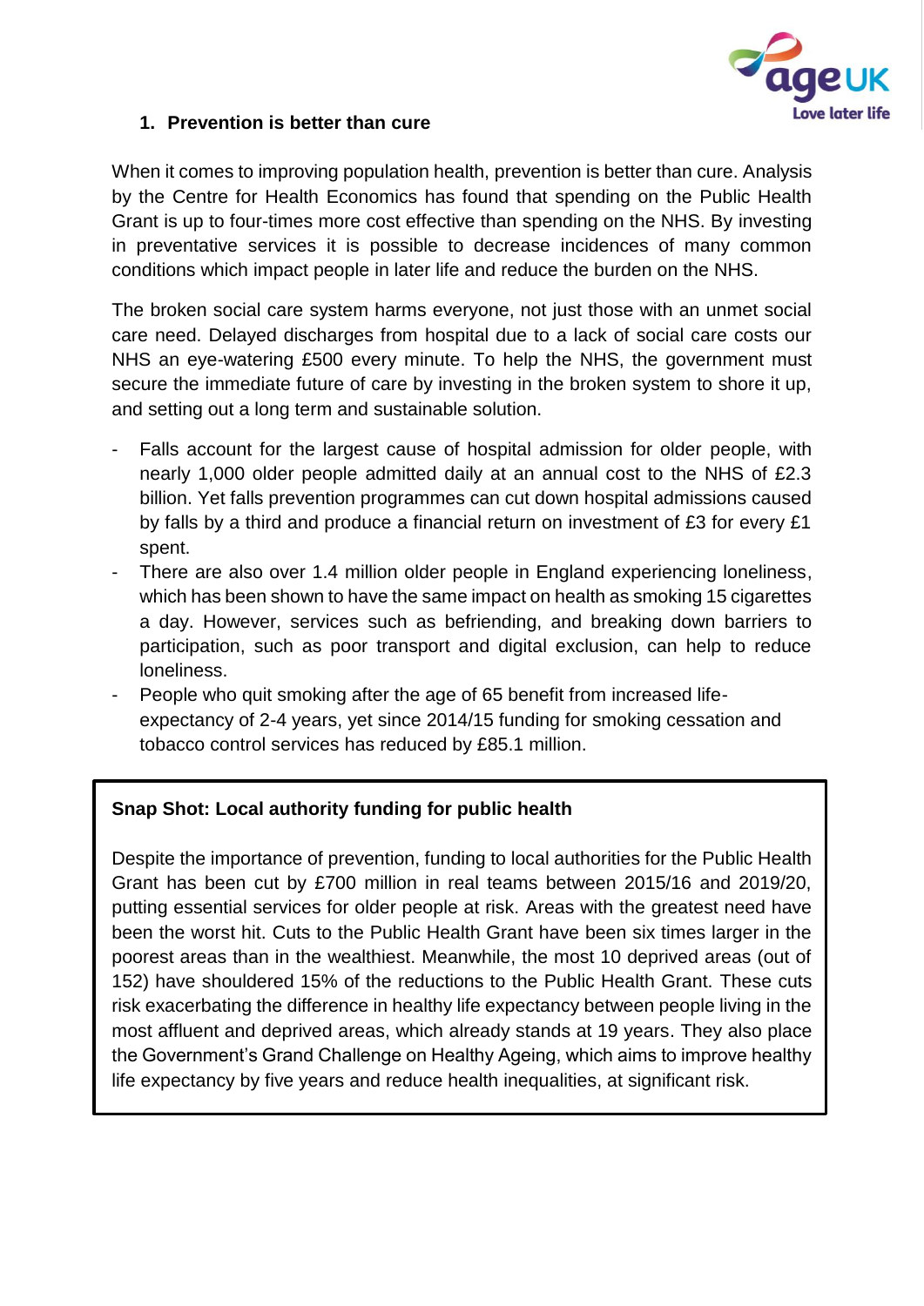## 1. Prevention is better than cure

When it comes to improving population health, prevention is better than cure. Analysis by the Centre for Health Economics has found that spending on the Public Health Grant is up to four-times more cost effective than spending on the NHS. By investing in preventative services it is possible to decrease incidences of many common conditions which impact people in later life and reduce the burden on the NHS.

The broken social care system harms everyone, not just those with an unmet social care need. Delayed discharges from hospital due to a lack of social care costs our NHS an eye-watering £500 every minute. To help the NHS, the government must secure the immediate future of care by investing in the broken system to shore it up, and setting out a long term and sustainable solution.

- Falls account for the largest cause of hospital admission for older people, with nearly 1,000 older people admitted daily at an annual cost to the NHS of £2.3 billion. Yet falls prevention programmes can cut down hospital admissions caused by falls by a third and produce a financial return on investment of £3 for every £1 spent.
- There are also over 1.4 million older people in England experiencing loneliness, which has been shown to have the same impact on health as smoking 15 cigarettes a day. However, services such as befriending, and breaking down barriers to participation, such as poor transport and digital exclusion, can help to reduce loneliness.
- People who quit smoking after the age of 65 benefit from increased life-expectancy of 2-4 years, yet since 2014/15 funding for smoking cessation and tobacco control services has reduced by £85.1 million.

**Snap Shot: Local authority funding for public health**

Despite the importance of prevention, funding to local authorities for the Public Health Grant has been cut by £700 million in real teams between 2015/16 and 2019/20, putting essential services for older people at risk. Areas with the greatest need have been the worst hit. Cuts to the Public Health Grant have been six times larger in the poorest areas than in the wealthiest. Meanwhile, the most 10 deprived areas (out of 152) have shouldered 15% of the reductions to the Public Health Grant. These cuts risk exacerbating the difference in healthy life expectancy between people living in the most affluent and deprived areas, which already stands at 19 years. They also place the Government's Grand Challenge on Healthy Ageing, which aims to improve healthy life expectancy by five years and reduce health inequalities, at significant risk.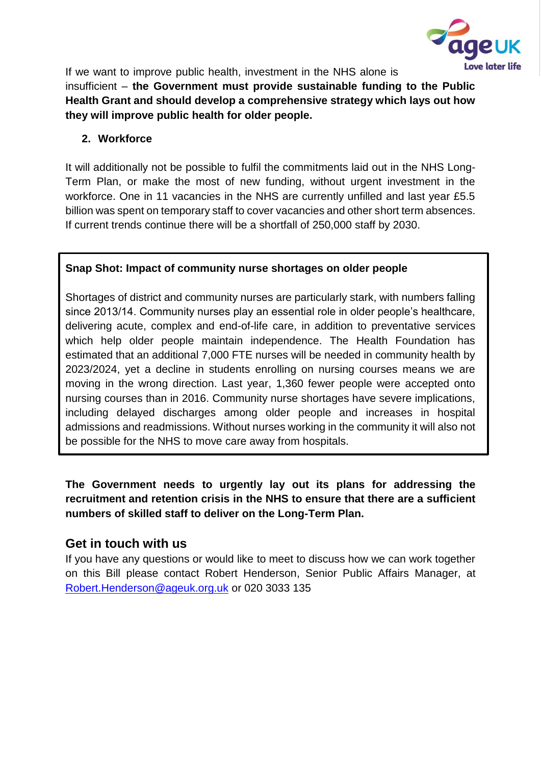If we want to improve public health, investment in the NHS alone is insufficient – **the Government must provide sustainable funding to the Public Health Grant and should develop a comprehensive strategy which lays out how they will improve public health for older people.**

2. **Workforce**

It will additionally not be possible to fulfil the commitments laid out in the NHS Long-Term Plan, or make the most of new funding, without urgent investment in the workforce. One in 11 vacancies in the NHS are currently unfilled and last year £5.5 billion was spent on temporary staff to cover vacancies and other short term absences. If current trends continue there will be a shortfall of 250,000 staff by 2030.

**Snap Shot: Impact of community nurse shortages on older people**

Shortages of district and community nurses are particularly stark, with numbers falling since 2013/14. Community nurses play an essential role in older people's healthcare, delivering acute, complex and end-of-life care, in addition to preventative services which help older people maintain independence. The Health Foundation has estimated that an additional 7,000 FTE nurses will be needed in community health by 2023/2024, yet a decline in students enrolling on nursing courses means we are moving in the wrong direction. Last year, 1,360 fewer people were accepted onto nursing courses than in 2016. Community nurse shortages have severe implications, including delayed discharges among older people and increases in hospital admissions and readmissions. Without nurses working in the community it will also not be possible for the NHS to move care away from hospitals.

**The Government needs to urgently lay out its plans for addressing the recruitment and retention crisis in the NHS to ensure that there are a sufficient numbers of skilled staff to deliver on the Long-Term Plan.**

## Get in touch with us

If you have any questions or would like to meet to discuss how we can work together on this Bill please contact Robert Henderson, Senior Public Affairs Manager, at Robert.Henderson@ageuk.org.uk or 020 3033 135